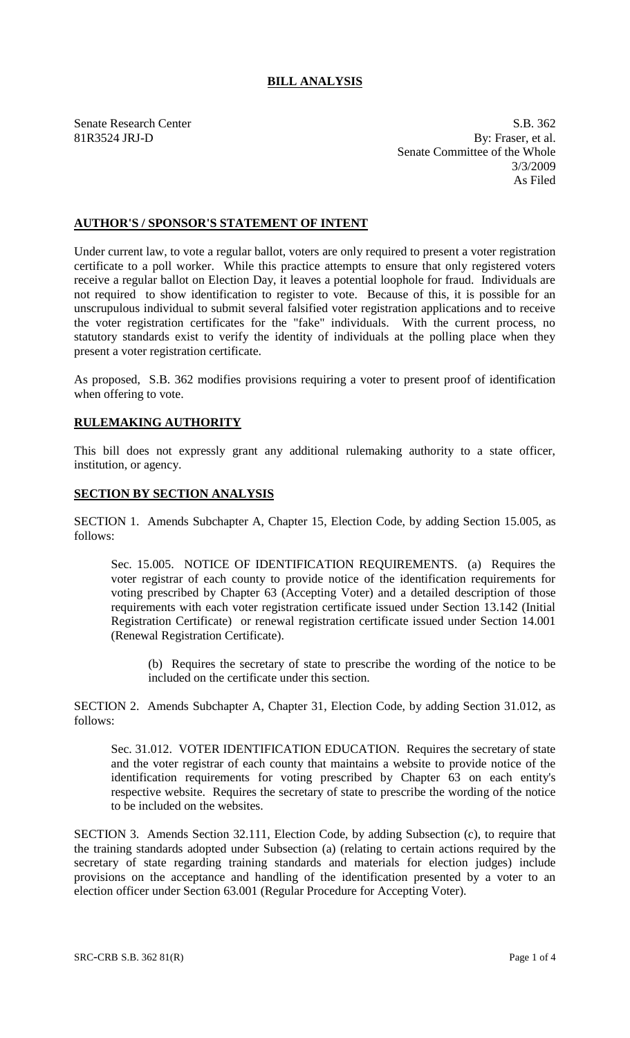# BILL ANALYSIS

Senate Research Center
81R3524 JRJ-D

S.B. 362
By: Fraser, et al.
Senate Committee of the Whole
3/3/2009
As Filed

## AUTHOR'S / SPONSOR'S STATEMENT OF INTENT

Under current law, to vote a regular ballot, voters are only required to present a voter registration certificate to a poll worker. While this practice attempts to ensure that only registered voters receive a regular ballot on Election Day, it leaves a potential loophole for fraud. Individuals are not required to show identification to register to vote. Because of this, it is possible for an unscrupulous individual to submit several falsified voter registration applications and to receive the voter registration certificates for the "fake" individuals. With the current process, no statutory standards exist to verify the identity of individuals at the polling place when they present a voter registration certificate.

As proposed, S.B. 362 modifies provisions requiring a voter to present proof of identification when offering to vote.

## RULEMAKING AUTHORITY

This bill does not expressly grant any additional rulemaking authority to a state officer, institution, or agency.

## SECTION BY SECTION ANALYSIS

SECTION 1. Amends Subchapter A, Chapter 15, Election Code, by adding Section 15.005, as follows:

Sec. 15.005. NOTICE OF IDENTIFICATION REQUIREMENTS. (a) Requires the voter registrar of each county to provide notice of the identification requirements for voting prescribed by Chapter 63 (Accepting Voter) and a detailed description of those requirements with each voter registration certificate issued under Section 13.142 (Initial Registration Certificate) or renewal registration certificate issued under Section 14.001 (Renewal Registration Certificate).

(b) Requires the secretary of state to prescribe the wording of the notice to be included on the certificate under this section.

SECTION 2. Amends Subchapter A, Chapter 31, Election Code, by adding Section 31.012, as follows:

Sec. 31.012. VOTER IDENTIFICATION EDUCATION. Requires the secretary of state and the voter registrar of each county that maintains a website to provide notice of the identification requirements for voting prescribed by Chapter 63 on each entity's respective website. Requires the secretary of state to prescribe the wording of the notice to be included on the websites.

SECTION 3. Amends Section 32.111, Election Code, by adding Subsection (c), to require that the training standards adopted under Subsection (a) (relating to certain actions required by the secretary of state regarding training standards and materials for election judges) include provisions on the acceptance and handling of the identification presented by a voter to an election officer under Section 63.001 (Regular Procedure for Accepting Voter).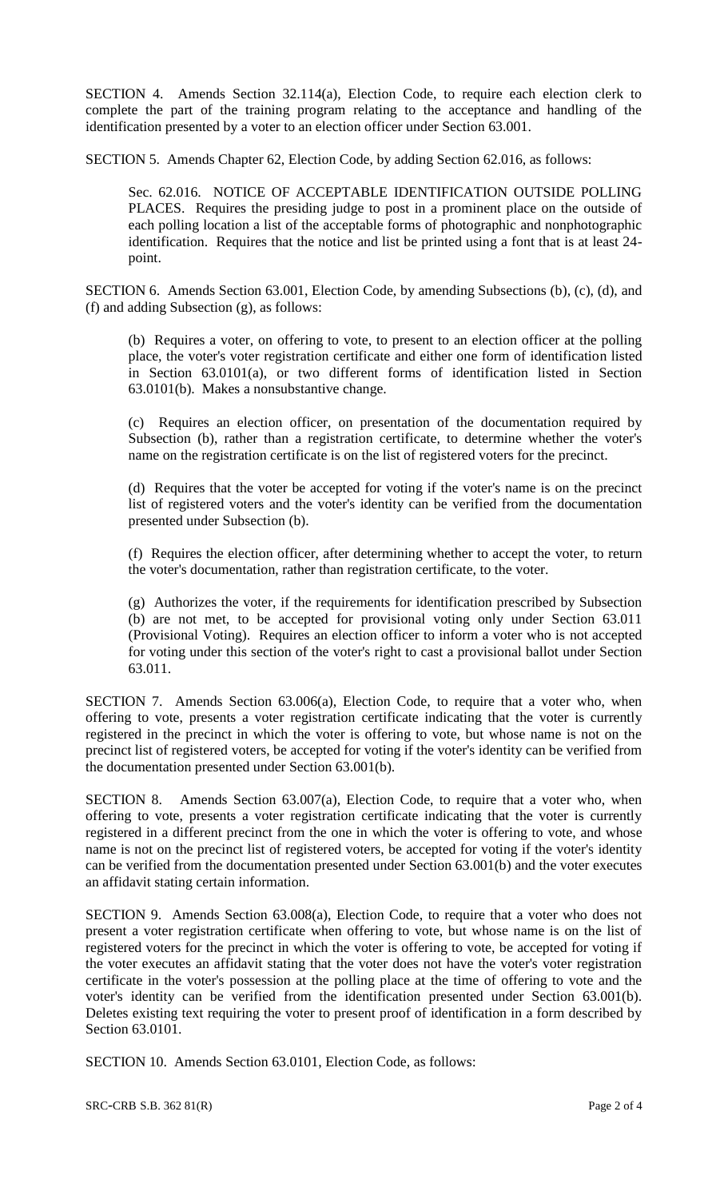SECTION 4. Amends Section 32.114(a), Election Code, to require each election clerk to complete the part of the training program relating to the acceptance and handling of the identification presented by a voter to an election officer under Section 63.001.

SECTION 5. Amends Chapter 62, Election Code, by adding Section 62.016, as follows:

> Sec. 62.016. NOTICE OF ACCEPTABLE IDENTIFICATION OUTSIDE POLLING PLACES. Requires the presiding judge to post in a prominent place on the outside of each polling location a list of the acceptable forms of photographic and nonphotographic identification. Requires that the notice and list be printed using a font that is at least 24-point.

SECTION 6. Amends Section 63.001, Election Code, by amending Subsections (b), (c), (d), and (f) and adding Subsection (g), as follows:

> (b) Requires a voter, on offering to vote, to present to an election officer at the polling place, the voter's voter registration certificate and either one form of identification listed in Section 63.0101(a), or two different forms of identification listed in Section 63.0101(b). Makes a nonsubstantive change.
>
> (c) Requires an election officer, on presentation of the documentation required by Subsection (b), rather than a registration certificate, to determine whether the voter's name on the registration certificate is on the list of registered voters for the precinct.
>
> (d) Requires that the voter be accepted for voting if the voter's name is on the precinct list of registered voters and the voter's identity can be verified from the documentation presented under Subsection (b).
>
> (f) Requires the election officer, after determining whether to accept the voter, to return the voter's documentation, rather than registration certificate, to the voter.
>
> (g) Authorizes the voter, if the requirements for identification prescribed by Subsection (b) are not met, to be accepted for provisional voting only under Section 63.011 (Provisional Voting). Requires an election officer to inform a voter who is not accepted for voting under this section of the voter's right to cast a provisional ballot under Section 63.011.

SECTION 7. Amends Section 63.006(a), Election Code, to require that a voter who, when offering to vote, presents a voter registration certificate indicating that the voter is currently registered in the precinct in which the voter is offering to vote, but whose name is not on the precinct list of registered voters, be accepted for voting if the voter's identity can be verified from the documentation presented under Section 63.001(b).

SECTION 8. Amends Section 63.007(a), Election Code, to require that a voter who, when offering to vote, presents a voter registration certificate indicating that the voter is currently registered in a different precinct from the one in which the voter is offering to vote, and whose name is not on the precinct list of registered voters, be accepted for voting if the voter's identity can be verified from the documentation presented under Section 63.001(b) and the voter executes an affidavit stating certain information.

SECTION 9. Amends Section 63.008(a), Election Code, to require that a voter who does not present a voter registration certificate when offering to vote, but whose name is on the list of registered voters for the precinct in which the voter is offering to vote, be accepted for voting if the voter executes an affidavit stating that the voter does not have the voter's voter registration certificate in the voter's possession at the polling place at the time of offering to vote and the voter's identity can be verified from the identification presented under Section 63.001(b). Deletes existing text requiring the voter to present proof of identification in a form described by Section 63.0101.

SECTION 10. Amends Section 63.0101, Election Code, as follows: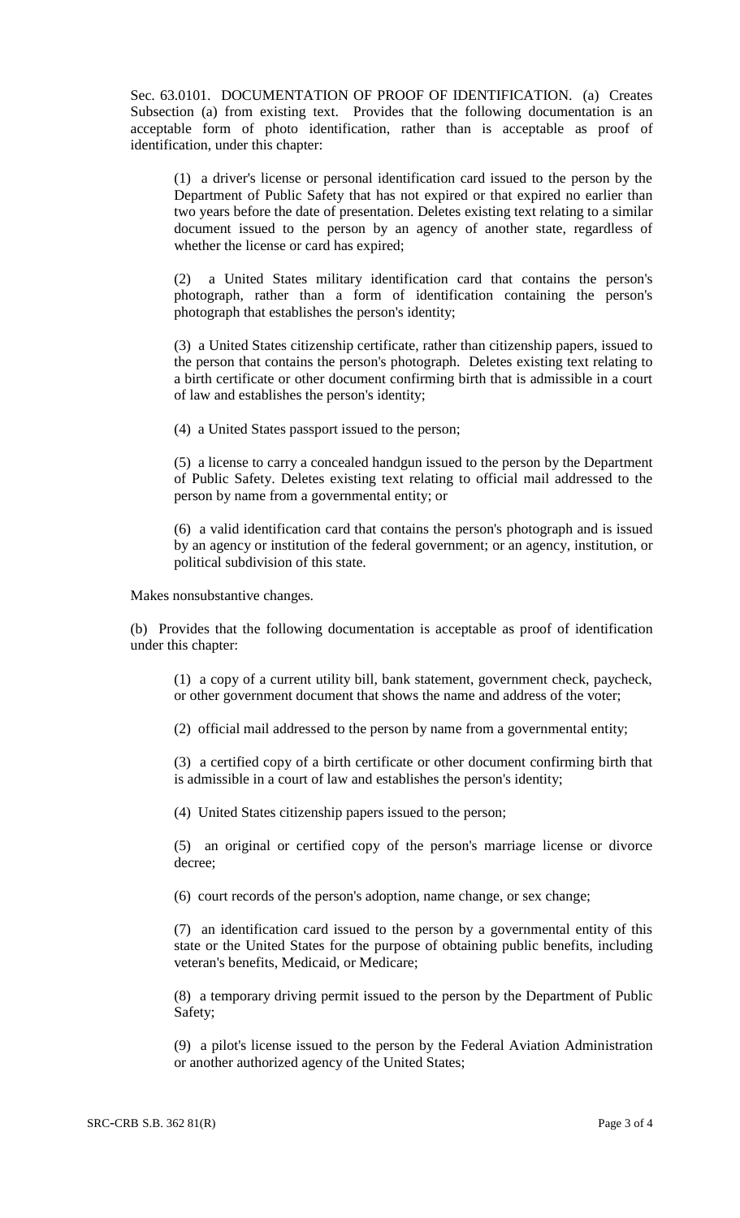Sec. 63.0101. DOCUMENTATION OF PROOF OF IDENTIFICATION. (a) Creates Subsection (a) from existing text. Provides that the following documentation is an acceptable form of photo identification, rather than is acceptable as proof of identification, under this chapter:

(1) a driver's license or personal identification card issued to the person by the Department of Public Safety that has not expired or that expired no earlier than two years before the date of presentation. Deletes existing text relating to a similar document issued to the person by an agency of another state, regardless of whether the license or card has expired;

(2) a United States military identification card that contains the person's photograph, rather than a form of identification containing the person's photograph that establishes the person's identity;

(3) a United States citizenship certificate, rather than citizenship papers, issued to the person that contains the person's photograph. Deletes existing text relating to a birth certificate or other document confirming birth that is admissible in a court of law and establishes the person's identity;

(4) a United States passport issued to the person;

(5) a license to carry a concealed handgun issued to the person by the Department of Public Safety. Deletes existing text relating to official mail addressed to the person by name from a governmental entity; or

(6) a valid identification card that contains the person's photograph and is issued by an agency or institution of the federal government; or an agency, institution, or political subdivision of this state.

Makes nonsubstantive changes.

(b) Provides that the following documentation is acceptable as proof of identification under this chapter:

(1) a copy of a current utility bill, bank statement, government check, paycheck, or other government document that shows the name and address of the voter;

(2) official mail addressed to the person by name from a governmental entity;

(3) a certified copy of a birth certificate or other document confirming birth that is admissible in a court of law and establishes the person's identity;

(4) United States citizenship papers issued to the person;

(5) an original or certified copy of the person's marriage license or divorce decree;

(6) court records of the person's adoption, name change, or sex change;

(7) an identification card issued to the person by a governmental entity of this state or the United States for the purpose of obtaining public benefits, including veteran's benefits, Medicaid, or Medicare;

(8) a temporary driving permit issued to the person by the Department of Public Safety;

(9) a pilot's license issued to the person by the Federal Aviation Administration or another authorized agency of the United States;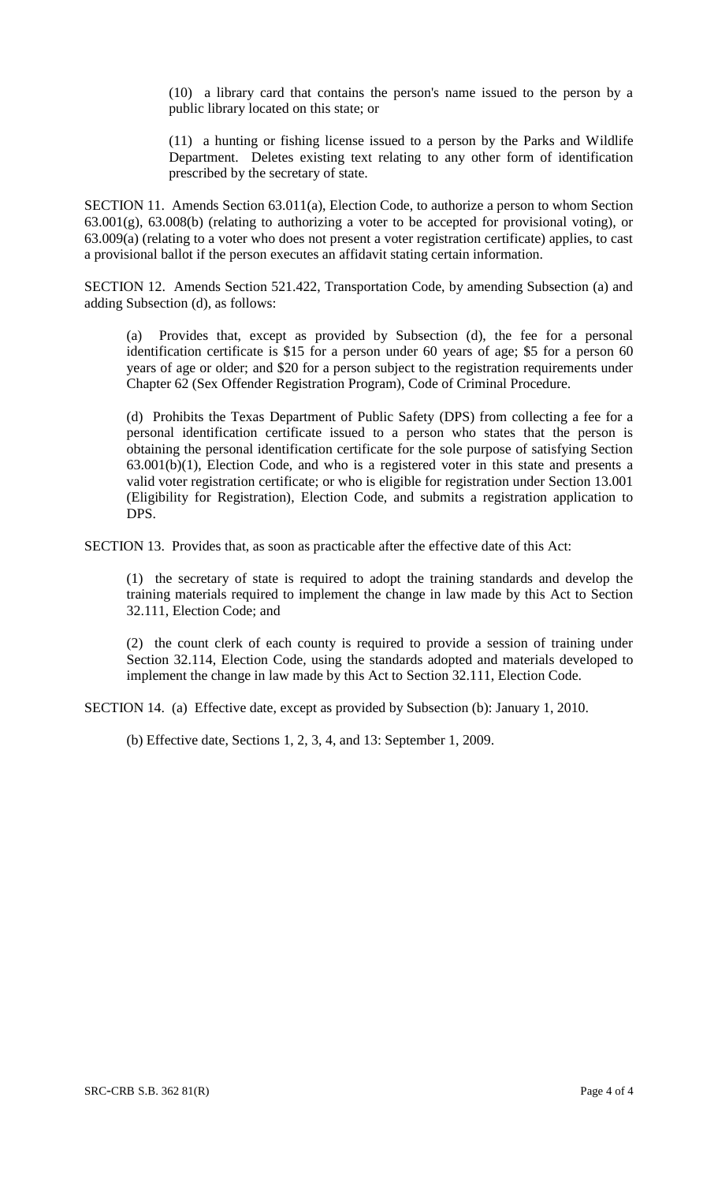(10) a library card that contains the person's name issued to the person by a public library located on this state; or

(11) a hunting or fishing license issued to a person by the Parks and Wildlife Department. Deletes existing text relating to any other form of identification prescribed by the secretary of state.

SECTION 11. Amends Section 63.011(a), Election Code, to authorize a person to whom Section 63.001(g), 63.008(b) (relating to authorizing a voter to be accepted for provisional voting), or 63.009(a) (relating to a voter who does not present a voter registration certificate) applies, to cast a provisional ballot if the person executes an affidavit stating certain information.

SECTION 12. Amends Section 521.422, Transportation Code, by amending Subsection (a) and adding Subsection (d), as follows:

(a) Provides that, except as provided by Subsection (d), the fee for a personal identification certificate is $15 for a person under 60 years of age; $5 for a person 60 years of age or older; and $20 for a person subject to the registration requirements under Chapter 62 (Sex Offender Registration Program), Code of Criminal Procedure.

(d) Prohibits the Texas Department of Public Safety (DPS) from collecting a fee for a personal identification certificate issued to a person who states that the person is obtaining the personal identification certificate for the sole purpose of satisfying Section 63.001(b)(1), Election Code, and who is a registered voter in this state and presents a valid voter registration certificate; or who is eligible for registration under Section 13.001 (Eligibility for Registration), Election Code, and submits a registration application to DPS.

SECTION 13. Provides that, as soon as practicable after the effective date of this Act:

(1) the secretary of state is required to adopt the training standards and develop the training materials required to implement the change in law made by this Act to Section 32.111, Election Code; and

(2) the count clerk of each county is required to provide a session of training under Section 32.114, Election Code, using the standards adopted and materials developed to implement the change in law made by this Act to Section 32.111, Election Code.

SECTION 14. (a) Effective date, except as provided by Subsection (b): January 1, 2010.

(b) Effective date, Sections 1, 2, 3, 4, and 13: September 1, 2009.